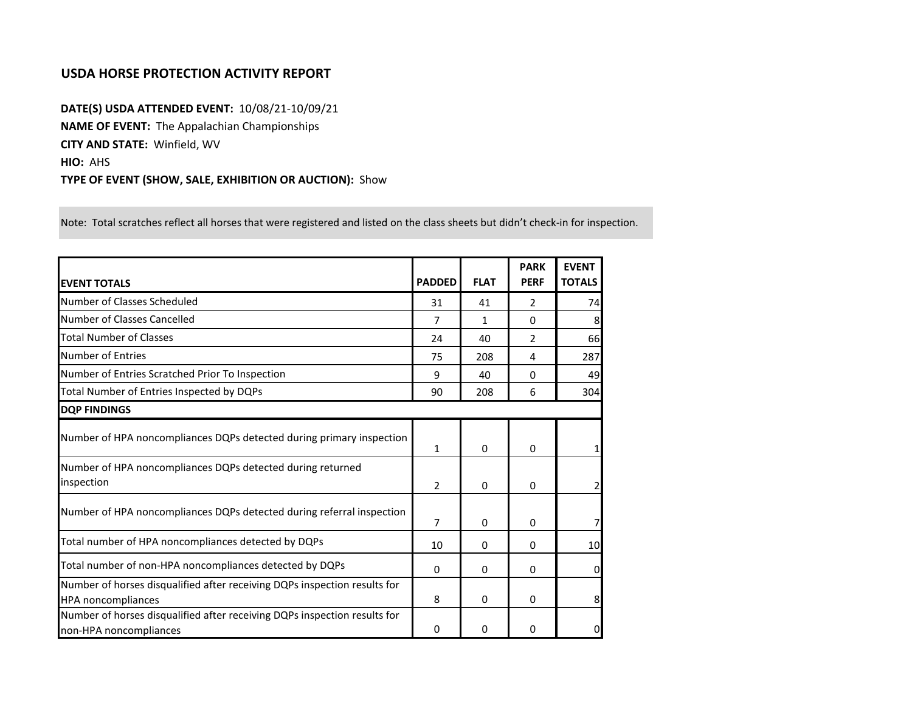## USDA HORSE PROTECTION ACTIVITY REPORT

**DATE(S) USDA ATTENDED EVENT:** 10/08/21-10/09/21

**NAME OF EVENT:** The Appalachian Championships

**CITY AND STATE:** Winfield, WV

**HIO:** AHS

**TYPE OF EVENT (SHOW, SALE, EXHIBITION OR AUCTION):** Show

Note: Total scratches reflect all horses that were registered and listed on the class sheets but didn't check-in for inspection.

| EVENT TOTALS | PADDED | FLAT | PARK PERF | EVENT TOTALS |
|---|---|---|---|---|
| Number of Classes Scheduled | 31 | 41 | 2 | 74 |
| Number of Classes Cancelled | 7 | 1 | 0 | 8 |
| Total Number of Classes | 24 | 40 | 2 | 66 |
| Number of Entries | 75 | 208 | 4 | 287 |
| Number of Entries Scratched Prior To Inspection | 9 | 40 | 0 | 49 |
| Total Number of Entries Inspected by DQPs | 90 | 208 | 6 | 304 |
| **DQP FINDINGS** | | | | |
| Number of HPA noncompliances DQPs detected during primary inspection | 1 | 0 | 0 | 1 |
| Number of HPA noncompliances DQPs detected during returned inspection | 2 | 0 | 0 | 2 |
| Number of HPA noncompliances DQPs detected during referral inspection | 7 | 0 | 0 | 7 |
| Total number of HPA noncompliances detected by DQPs | 10 | 0 | 0 | 10 |
| Total number of non-HPA noncompliances detected by DQPs | 0 | 0 | 0 | 0 |
| Number of horses disqualified after receiving DQPs inspection results for HPA noncompliances | 8 | 0 | 0 | 8 |
| Number of horses disqualified after receiving DQPs inspection results for non-HPA noncompliances | 0 | 0 | 0 | 0 |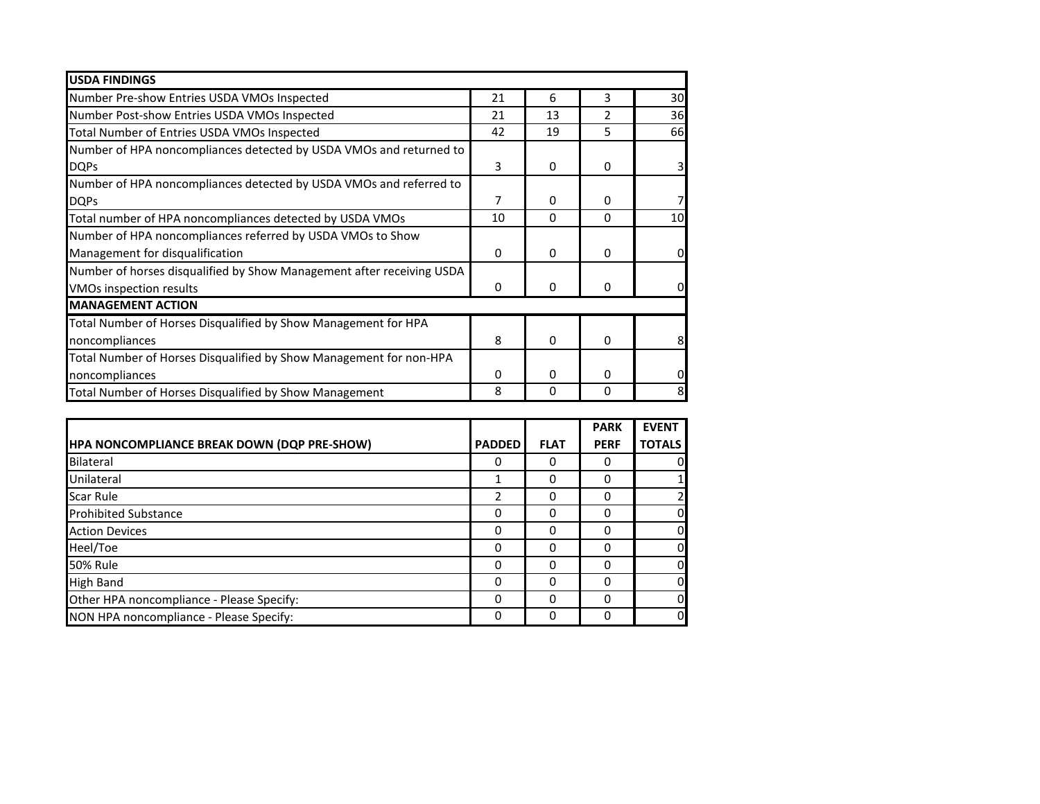| USDA FINDINGS | | | | |
|---|---|---|---|---|
| Number Pre-show Entries USDA VMOs Inspected | 21 | 6 | 3 | 30 |
| Number Post-show Entries USDA VMOs Inspected | 21 | 13 | 2 | 36 |
| Total Number of Entries USDA VMOs Inspected | 42 | 19 | 5 | 66 |
| Number of HPA noncompliances detected by USDA VMOs and returned to DQPs | 3 | 0 | 0 | 3 |
| Number of HPA noncompliances detected by USDA VMOs and referred to DQPs | 7 | 0 | 0 | 7 |
| Total number of HPA noncompliances detected by USDA VMOs | 10 | 0 | 0 | 10 |
| Number of HPA noncompliances referred by USDA VMOs to Show Management for disqualification | 0 | 0 | 0 | 0 |
| Number of horses disqualified by Show Management after receiving USDA VMOs inspection results | 0 | 0 | 0 | 0 |
| **MANAGEMENT ACTION** | | | | |
| Total Number of Horses Disqualified by Show Management for HPA noncompliances | 8 | 0 | 0 | 8 |
| Total Number of Horses Disqualified by Show Management for non-HPA noncompliances | 0 | 0 | 0 | 0 |
| Total Number of Horses Disqualified by Show Management | 8 | 0 | 0 | 8 |

| HPA NONCOMPLIANCE BREAK DOWN (DQP PRE-SHOW) | PADDED | FLAT | PARK PERF | EVENT TOTALS |
|---|---|---|---|---|
| Bilateral | 0 | 0 | 0 | 0 |
| Unilateral | 1 | 0 | 0 | 1 |
| Scar Rule | 2 | 0 | 0 | 2 |
| Prohibited Substance | 0 | 0 | 0 | 0 |
| Action Devices | 0 | 0 | 0 | 0 |
| Heel/Toe | 0 | 0 | 0 | 0 |
| 50% Rule | 0 | 0 | 0 | 0 |
| High Band | 0 | 0 | 0 | 0 |
| Other HPA noncompliance - Please Specify: | 0 | 0 | 0 | 0 |
| NON HPA noncompliance - Please Specify: | 0 | 0 | 0 | 0 |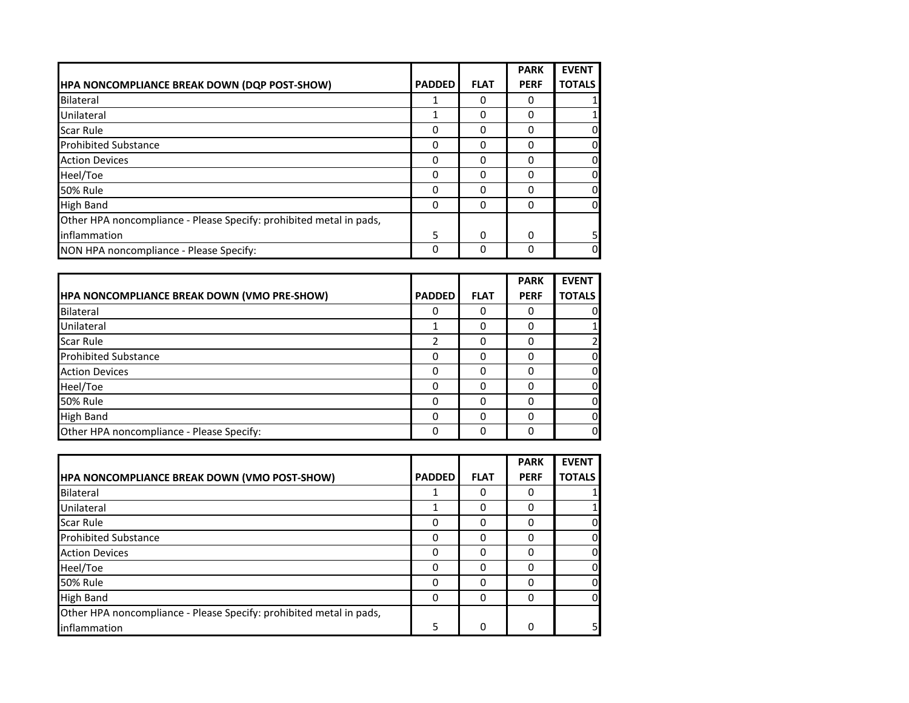| HPA NONCOMPLIANCE BREAK DOWN (DQP POST-SHOW) | PADDED | FLAT | PARK PERF | EVENT TOTALS |
|---|---|---|---|---|
| Bilateral | 1 | 0 | 0 | 1 |
| Unilateral | 1 | 0 | 0 | 1 |
| Scar Rule | 0 | 0 | 0 | 0 |
| Prohibited Substance | 0 | 0 | 0 | 0 |
| Action Devices | 0 | 0 | 0 | 0 |
| Heel/Toe | 0 | 0 | 0 | 0 |
| 50% Rule | 0 | 0 | 0 | 0 |
| High Band | 0 | 0 | 0 | 0 |
| Other HPA noncompliance - Please Specify: prohibited metal in pads, inflammation | 5 | 0 | 0 | 5 |
| NON HPA noncompliance - Please Specify: | 0 | 0 | 0 | 0 |

| HPA NONCOMPLIANCE BREAK DOWN (VMO PRE-SHOW) | PADDED | FLAT | PARK PERF | EVENT TOTALS |
|---|---|---|---|---|
| Bilateral | 0 | 0 | 0 | 0 |
| Unilateral | 1 | 0 | 0 | 1 |
| Scar Rule | 2 | 0 | 0 | 2 |
| Prohibited Substance | 0 | 0 | 0 | 0 |
| Action Devices | 0 | 0 | 0 | 0 |
| Heel/Toe | 0 | 0 | 0 | 0 |
| 50% Rule | 0 | 0 | 0 | 0 |
| High Band | 0 | 0 | 0 | 0 |
| Other HPA noncompliance - Please Specify: | 0 | 0 | 0 | 0 |

| HPA NONCOMPLIANCE BREAK DOWN (VMO POST-SHOW) | PADDED | FLAT | PARK PERF | EVENT TOTALS |
|---|---|---|---|---|
| Bilateral | 1 | 0 | 0 | 1 |
| Unilateral | 1 | 0 | 0 | 1 |
| Scar Rule | 0 | 0 | 0 | 0 |
| Prohibited Substance | 0 | 0 | 0 | 0 |
| Action Devices | 0 | 0 | 0 | 0 |
| Heel/Toe | 0 | 0 | 0 | 0 |
| 50% Rule | 0 | 0 | 0 | 0 |
| High Band | 0 | 0 | 0 | 0 |
| Other HPA noncompliance - Please Specify: prohibited metal in pads, inflammation | 5 | 0 | 0 | 5 |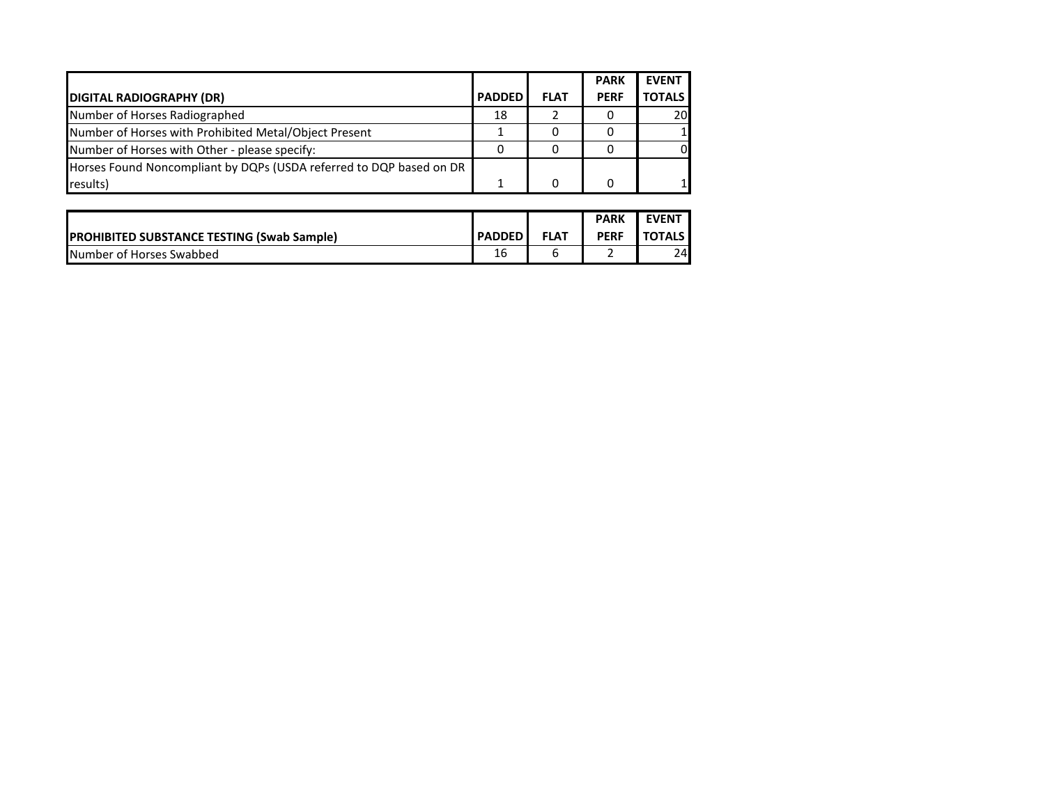| DIGITAL RADIOGRAPHY (DR) | PADDED | FLAT | PARK PERF | EVENT TOTALS |
|---|---|---|---|---|
| Number of Horses Radiographed | 18 | 2 | 0 | 20 |
| Number of Horses with Prohibited Metal/Object Present | 1 | 0 | 0 | 1 |
| Number of Horses with Other - please specify: | 0 | 0 | 0 | 0 |
| Horses Found Noncompliant by DQPs (USDA referred to DQP based on DR results) | 1 | 0 | 0 | 1 |

| PROHIBITED SUBSTANCE TESTING (Swab Sample) | PADDED | FLAT | PARK PERF | EVENT TOTALS |
|---|---|---|---|---|
| Number of Horses Swabbed | 16 | 6 | 2 | 24 |